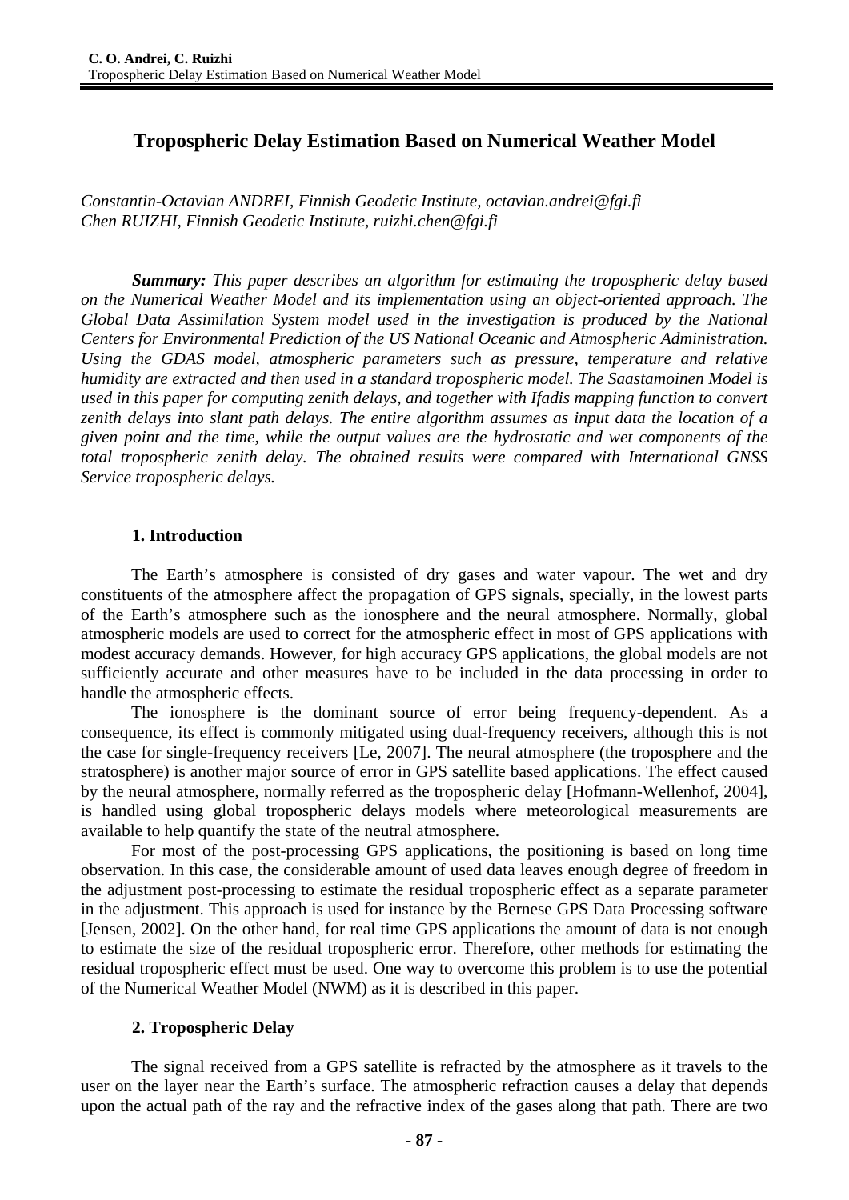# Tropospheric Delay Estimation Based on Numerical Weather Model

*Constantin-Octavian ANDREI, Finnish Geodetic Institute, octavian.andrei@fgi.fi*
*Chen RUIZHI, Finnish Geodetic Institute, ruizhi.chen@fgi.fi*

***Summary:*** *This paper describes an algorithm for estimating the tropospheric delay based on the Numerical Weather Model and its implementation using an object-oriented approach. The Global Data Assimilation System model used in the investigation is produced by the National Centers for Environmental Prediction of the US National Oceanic and Atmospheric Administration. Using the GDAS model, atmospheric parameters such as pressure, temperature and relative humidity are extracted and then used in a standard tropospheric model. The Saastamoinen Model is used in this paper for computing zenith delays, and together with Ifadis mapping function to convert zenith delays into slant path delays. The entire algorithm assumes as input data the location of a given point and the time, while the output values are the hydrostatic and wet components of the total tropospheric zenith delay. The obtained results were compared with International GNSS Service tropospheric delays.*

## 1. Introduction

The Earth's atmosphere is consisted of dry gases and water vapour. The wet and dry constituents of the atmosphere affect the propagation of GPS signals, specially, in the lowest parts of the Earth's atmosphere such as the ionosphere and the neural atmosphere. Normally, global atmospheric models are used to correct for the atmospheric effect in most of GPS applications with modest accuracy demands. However, for high accuracy GPS applications, the global models are not sufficiently accurate and other measures have to be included in the data processing in order to handle the atmospheric effects.

The ionosphere is the dominant source of error being frequency-dependent. As a consequence, its effect is commonly mitigated using dual-frequency receivers, although this is not the case for single-frequency receivers [Le, 2007]. The neural atmosphere (the troposphere and the stratosphere) is another major source of error in GPS satellite based applications. The effect caused by the neural atmosphere, normally referred as the tropospheric delay [Hofmann-Wellenhof, 2004], is handled using global tropospheric delays models where meteorological measurements are available to help quantify the state of the neutral atmosphere.

For most of the post-processing GPS applications, the positioning is based on long time observation. In this case, the considerable amount of used data leaves enough degree of freedom in the adjustment post-processing to estimate the residual tropospheric effect as a separate parameter in the adjustment. This approach is used for instance by the Bernese GPS Data Processing software [Jensen, 2002]. On the other hand, for real time GPS applications the amount of data is not enough to estimate the size of the residual tropospheric error. Therefore, other methods for estimating the residual tropospheric effect must be used. One way to overcome this problem is to use the potential of the Numerical Weather Model (NWM) as it is described in this paper.

## 2. Tropospheric Delay

The signal received from a GPS satellite is refracted by the atmosphere as it travels to the user on the layer near the Earth's surface. The atmospheric refraction causes a delay that depends upon the actual path of the ray and the refractive index of the gases along that path. There are two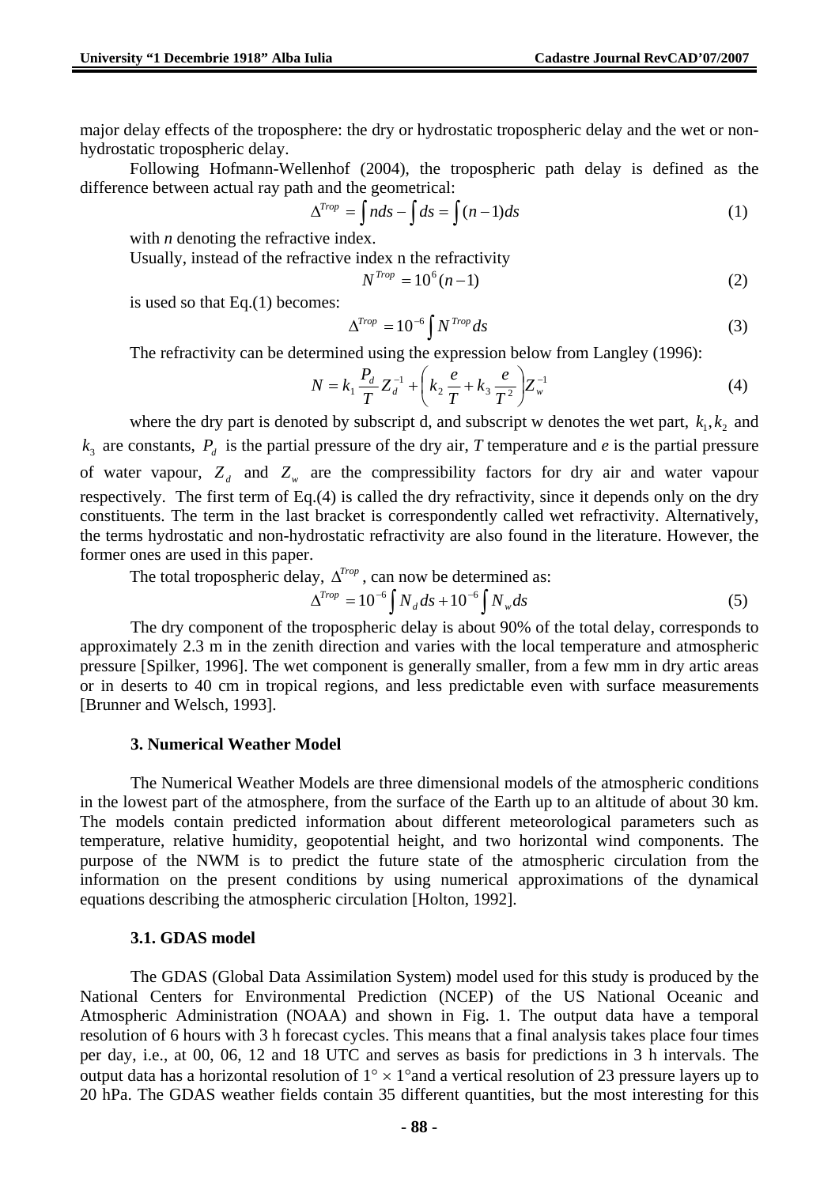major delay effects of the troposphere: the dry or hydrostatic tropospheric delay and the wet or non-hydrostatic tropospheric delay.

Following Hofmann-Wellenhof (2004), the tropospheric path delay is defined as the difference between actual ray path and the geometrical:

$$\Delta^{Trop} = \int n ds - \int ds = \int (n-1) ds \tag{1}$$

with *n* denoting the refractive index.

Usually, instead of the refractive index n the refractivity

$$N^{Trop} = 10^{6}(n-1) \tag{2}$$

is used so that Eq.(1) becomes:

$$\Delta^{Trop} = 10^{-6} \int N^{Trop} ds \tag{3}$$

The refractivity can be determined using the expression below from Langley (1996):

$$N = k_1 \frac{P_d}{T} Z_d^{-1} + \left( k_2 \frac{e}{T} + k_3 \frac{e}{T^2} \right) Z_w^{-1} \tag{4}$$

where the dry part is denoted by subscript d, and subscript w denotes the wet part, $k_1, k_2$ and $k_3$ are constants, $P_d$ is the partial pressure of the dry air, *T* temperature and *e* is the partial pressure of water vapour, $Z_d$ and $Z_w$ are the compressibility factors for dry air and water vapour respectively. The first term of Eq.(4) is called the dry refractivity, since it depends only on the dry constituents. The term in the last bracket is correspondently called wet refractivity. Alternatively, the terms hydrostatic and non-hydrostatic refractivity are also found in the literature. However, the former ones are used in this paper.

The total tropospheric delay, $\Delta^{Trop}$, can now be determined as:

$$\Delta^{Trop} = 10^{-6} \int N_d ds + 10^{-6} \int N_w ds \tag{5}$$

The dry component of the tropospheric delay is about 90% of the total delay, corresponds to approximately 2.3 m in the zenith direction and varies with the local temperature and atmospheric pressure [Spilker, 1996]. The wet component is generally smaller, from a few mm in dry artic areas or in deserts to 40 cm in tropical regions, and less predictable even with surface measurements [Brunner and Welsch, 1993].

### 3. Numerical Weather Model

The Numerical Weather Models are three dimensional models of the atmospheric conditions in the lowest part of the atmosphere, from the surface of the Earth up to an altitude of about 30 km. The models contain predicted information about different meteorological parameters such as temperature, relative humidity, geopotential height, and two horizontal wind components. The purpose of the NWM is to predict the future state of the atmospheric circulation from the information on the present conditions by using numerical approximations of the dynamical equations describing the atmospheric circulation [Holton, 1992].

### 3.1. GDAS model

The GDAS (Global Data Assimilation System) model used for this study is produced by the National Centers for Environmental Prediction (NCEP) of the US National Oceanic and Atmospheric Administration (NOAA) and shown in Fig. 1. The output data have a temporal resolution of 6 hours with 3 h forecast cycles. This means that a final analysis takes place four times per day, i.e., at 00, 06, 12 and 18 UTC and serves as basis for predictions in 3 h intervals. The output data has a horizontal resolution of $1° \times 1°$and a vertical resolution of 23 pressure layers up to 20 hPa. The GDAS weather fields contain 35 different quantities, but the most interesting for this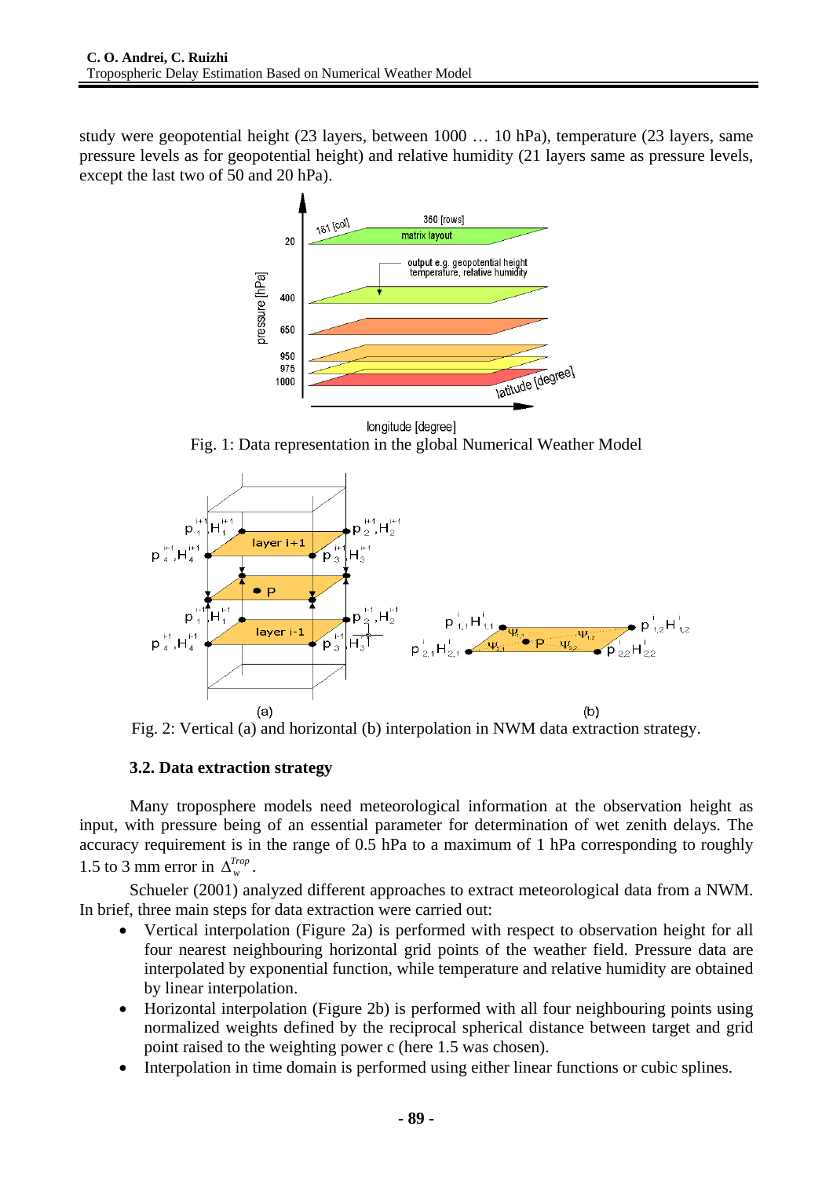study were geopotential height (23 layers, between 1000 … 10 hPa), temperature (23 layers, same pressure levels as for geopotential height) and relative humidity (21 layers same as pressure levels, except the last two of 50 and 20 hPa).

Fig. 1: Data representation in the global Numerical Weather Model

Fig. 2: Vertical (a) and horizontal (b) interpolation in NWM data extraction strategy.

### 3.2. Data extraction strategy

Many troposphere models need meteorological information at the observation height as input, with pressure being of an essential parameter for determination of wet zenith delays. The accuracy requirement is in the range of 0.5 hPa to a maximum of 1 hPa corresponding to roughly 1.5 to 3 mm error in $\Delta_w^{Trop}$.

Schueler (2001) analyzed different approaches to extract meteorological data from a NWM. In brief, three main steps for data extraction were carried out:

- Vertical interpolation (Figure 2a) is performed with respect to observation height for all four nearest neighbouring horizontal grid points of the weather field. Pressure data are interpolated by exponential function, while temperature and relative humidity are obtained by linear interpolation.
- Horizontal interpolation (Figure 2b) is performed with all four neighbouring points using normalized weights defined by the reciprocal spherical distance between target and grid point raised to the weighting power c (here 1.5 was chosen).
- Interpolation in time domain is performed using either linear functions or cubic splines.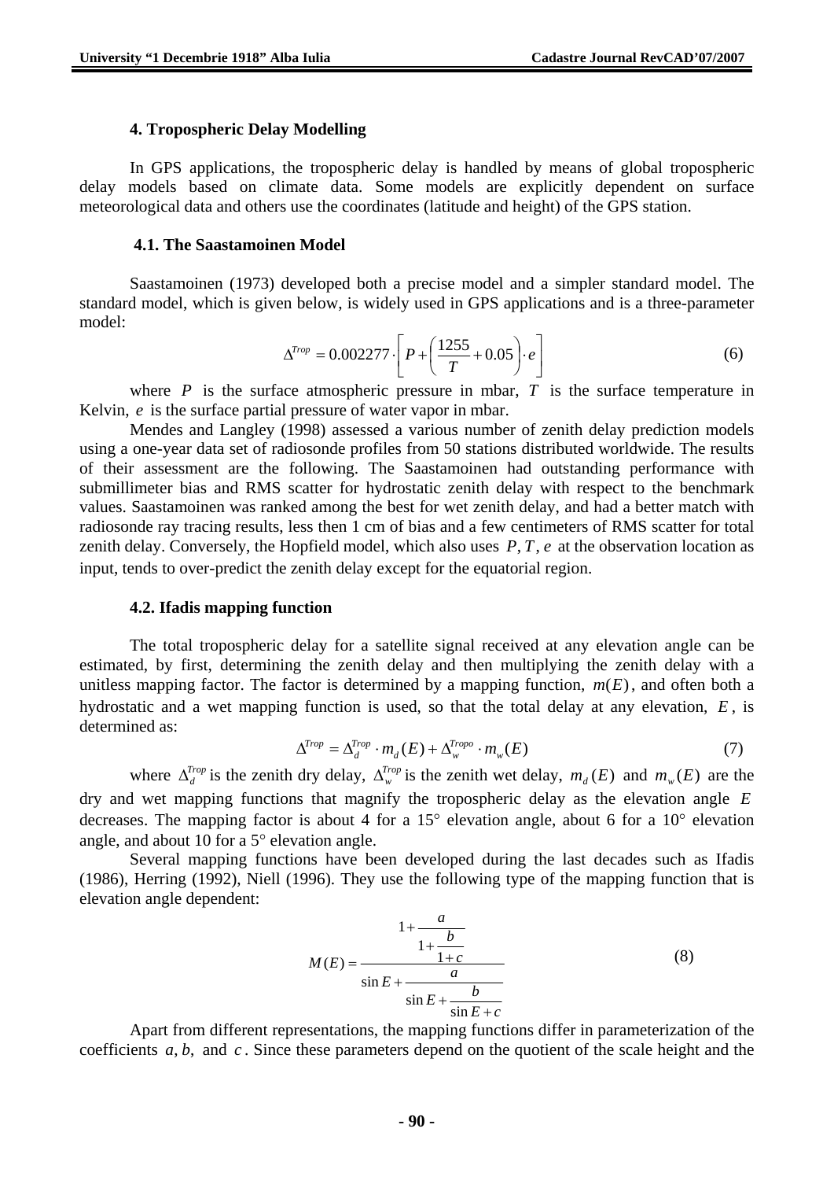### 4. Tropospheric Delay Modelling

In GPS applications, the tropospheric delay is handled by means of global tropospheric delay models based on climate data. Some models are explicitly dependent on surface meteorological data and others use the coordinates (latitude and height) of the GPS station.

#### 4.1. The Saastamoinen Model

Saastamoinen (1973) developed both a precise model and a simpler standard model. The standard model, which is given below, is widely used in GPS applications and is a three-parameter model:

$$\Delta^{Trop} = 0.002277 \cdot \left[ P + \left( \frac{1255}{T} + 0.05 \right) \cdot e \right] \tag{6}$$

where $P$ is the surface atmospheric pressure in mbar, $T$ is the surface temperature in Kelvin, $e$ is the surface partial pressure of water vapor in mbar.

Mendes and Langley (1998) assessed a various number of zenith delay prediction models using a one-year data set of radiosonde profiles from 50 stations distributed worldwide. The results of their assessment are the following. The Saastamoinen had outstanding performance with submillimeter bias and RMS scatter for hydrostatic zenith delay with respect to the benchmark values. Saastamoinen was ranked among the best for wet zenith delay, and had a better match with radiosonde ray tracing results, less then 1 cm of bias and a few centimeters of RMS scatter for total zenith delay. Conversely, the Hopfield model, which also uses $P, T, e$ at the observation location as input, tends to over-predict the zenith delay except for the equatorial region.

#### 4.2. Ifadis mapping function

The total tropospheric delay for a satellite signal received at any elevation angle can be estimated, by first, determining the zenith delay and then multiplying the zenith delay with a unitless mapping factor. The factor is determined by a mapping function, $m(E)$, and often both a hydrostatic and a wet mapping function is used, so that the total delay at any elevation, $E$, is determined as:

$$\Delta^{Trop} = \Delta_d^{Trop} \cdot m_d(E) + \Delta_w^{Tropo} \cdot m_w(E) \tag{7}$$

where $\Delta_d^{Trop}$ is the zenith dry delay, $\Delta_w^{Trop}$ is the zenith wet delay, $m_d(E)$ and $m_w(E)$ are the dry and wet mapping functions that magnify the tropospheric delay as the elevation angle $E$ decreases. The mapping factor is about 4 for a 15° elevation angle, about 6 for a 10° elevation angle, and about 10 for a 5° elevation angle.

Several mapping functions have been developed during the last decades such as Ifadis (1986), Herring (1992), Niell (1996). They use the following type of the mapping function that is elevation angle dependent:

$$M(E) = \frac{1 + \cfrac{a}{1 + \cfrac{b}{1 + c}}}{\sin E + \cfrac{a}{\sin E + \cfrac{b}{\sin E + c}}} \tag{8}$$

Apart from different representations, the mapping functions differ in parameterization of the coefficients $a, b,$ and $c$. Since these parameters depend on the quotient of the scale height and the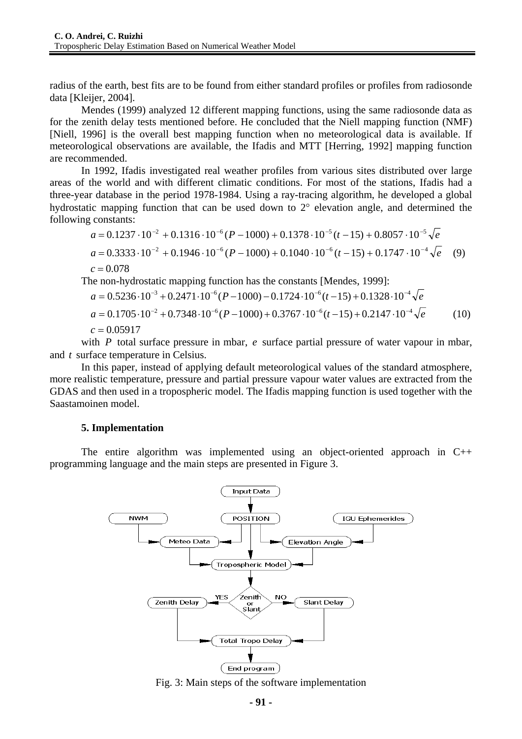radius of the earth, best fits are to be found from either standard profiles or profiles from radiosonde data [Kleijer, 2004].

Mendes (1999) analyzed 12 different mapping functions, using the same radiosonde data as for the zenith delay tests mentioned before. He concluded that the Niell mapping function (NMF) [Niell, 1996] is the overall best mapping function when no meteorological data is available. If meteorological observations are available, the Ifadis and MTT [Herring, 1992] mapping function are recommended.

In 1992, Ifadis investigated real weather profiles from various sites distributed over large areas of the world and with different climatic conditions. For most of the stations, Ifadis had a three-year database in the period 1978-1984. Using a ray-tracing algorithm, he developed a global hydrostatic mapping function that can be used down to 2° elevation angle, and determined the following constants:

$$
\begin{aligned}
a &= 0.1237 \cdot 10^{-2} + 0.1316 \cdot 10^{-6}(P-1000) + 0.1378 \cdot 10^{-5}(t-15) + 0.8057 \cdot 10^{-5}\sqrt{e} \\
a &= 0.3333 \cdot 10^{-2} + 0.1946 \cdot 10^{-6}(P-1000) + 0.1040 \cdot 10^{-6}(t-15) + 0.1747 \cdot 10^{-4}\sqrt{e} \\
c &= 0.078
\end{aligned}
\tag{9}
$$

The non-hydrostatic mapping function has the constants [Mendes, 1999]:

$$
\begin{aligned}
a &= 0.5236 \cdot 10^{-3} + 0.2471 \cdot 10^{-6}(P-1000) - 0.1724 \cdot 10^{-6}(t-15) + 0.1328 \cdot 10^{-4}\sqrt{e} \\
a &= 0.1705 \cdot 10^{-2} + 0.7348 \cdot 10^{-6}(P-1000) + 0.3767 \cdot 10^{-6}(t-15) + 0.2147 \cdot 10^{-4}\sqrt{e} \\
c &= 0.05917
\end{aligned}
\tag{10}
$$

with $P$ total surface pressure in mbar, $e$ surface partial pressure of water vapour in mbar, and $t$ surface temperature in Celsius.

In this paper, instead of applying default meteorological values of the standard atmosphere, more realistic temperature, pressure and partial pressure vapour water values are extracted from the GDAS and then used in a tropospheric model. The Ifadis mapping function is used together with the Saastamoinen model.

### 5. Implementation

The entire algorithm was implemented using an object-oriented approach in C++ programming language and the main steps are presented in Figure 3.

Fig. 3: Main steps of the software implementation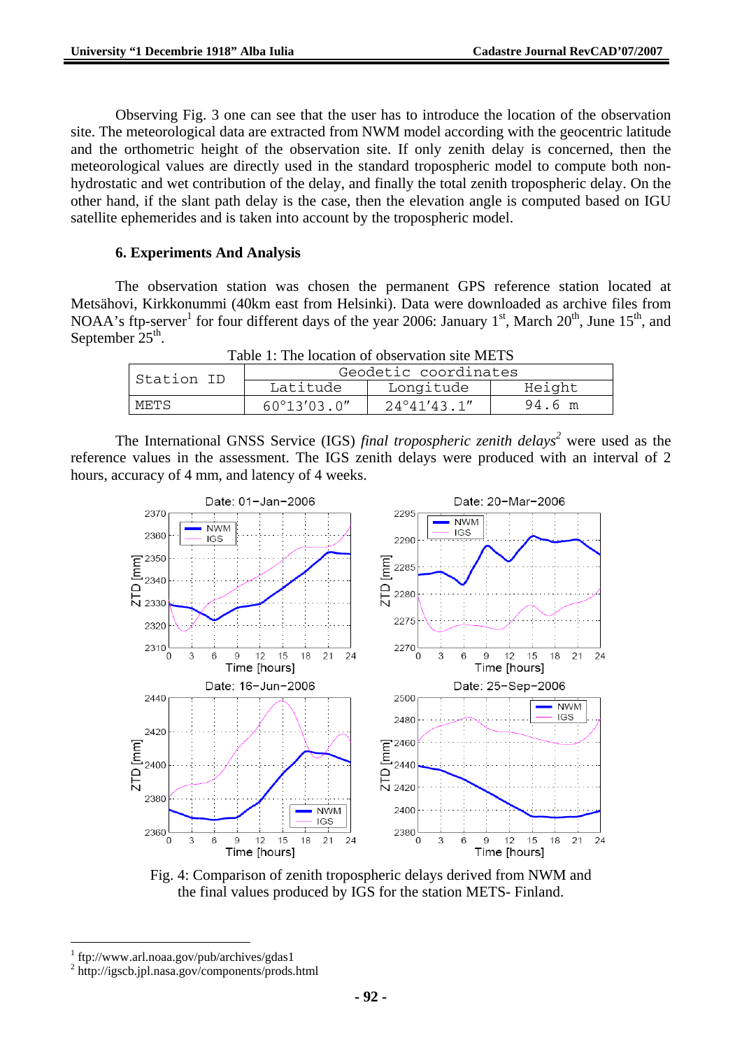Observing Fig. 3 one can see that the user has to introduce the location of the observation site. The meteorological data are extracted from NWM model according with the geocentric latitude and the orthometric height of the observation site. If only zenith delay is concerned, then the meteorological values are directly used in the standard tropospheric model to compute both non-hydrostatic and wet contribution of the delay, and finally the total zenith tropospheric delay. On the other hand, if the slant path delay is the case, then the elevation angle is computed based on IGU satellite ephemerides and is taken into account by the tropospheric model.

## 6. Experiments And Analysis

The observation station was chosen the permanent GPS reference station located at Metsähovi, Kirkkonummi (40km east from Helsinki). Data were downloaded as archive files from NOAA's ftp-server[1] for four different days of the year 2006: January 1st, March 20th, June 15th, and September 25th.

Table 1: The location of observation site METS

| Station ID | Geodetic coordinates | | |
|---|---|---|---|
| | Latitude | Longitude | Height |
| METS | 60°13′03.0″ | 24°41′43.1″ | 94.6 m |

The International GNSS Service (IGS) *final tropospheric zenith delays*[2] were used as the reference values in the assessment. The IGS zenith delays were produced with an interval of 2 hours, accuracy of 4 mm, and latency of 4 weeks.

Fig. 4: Comparison of zenith tropospheric delays derived from NWM and the final values produced by IGS for the station METS- Finland.

[1] ftp://www.arl.noaa.gov/pub/archives/gdas1
[2] http://igscb.jpl.nasa.gov/components/prods.html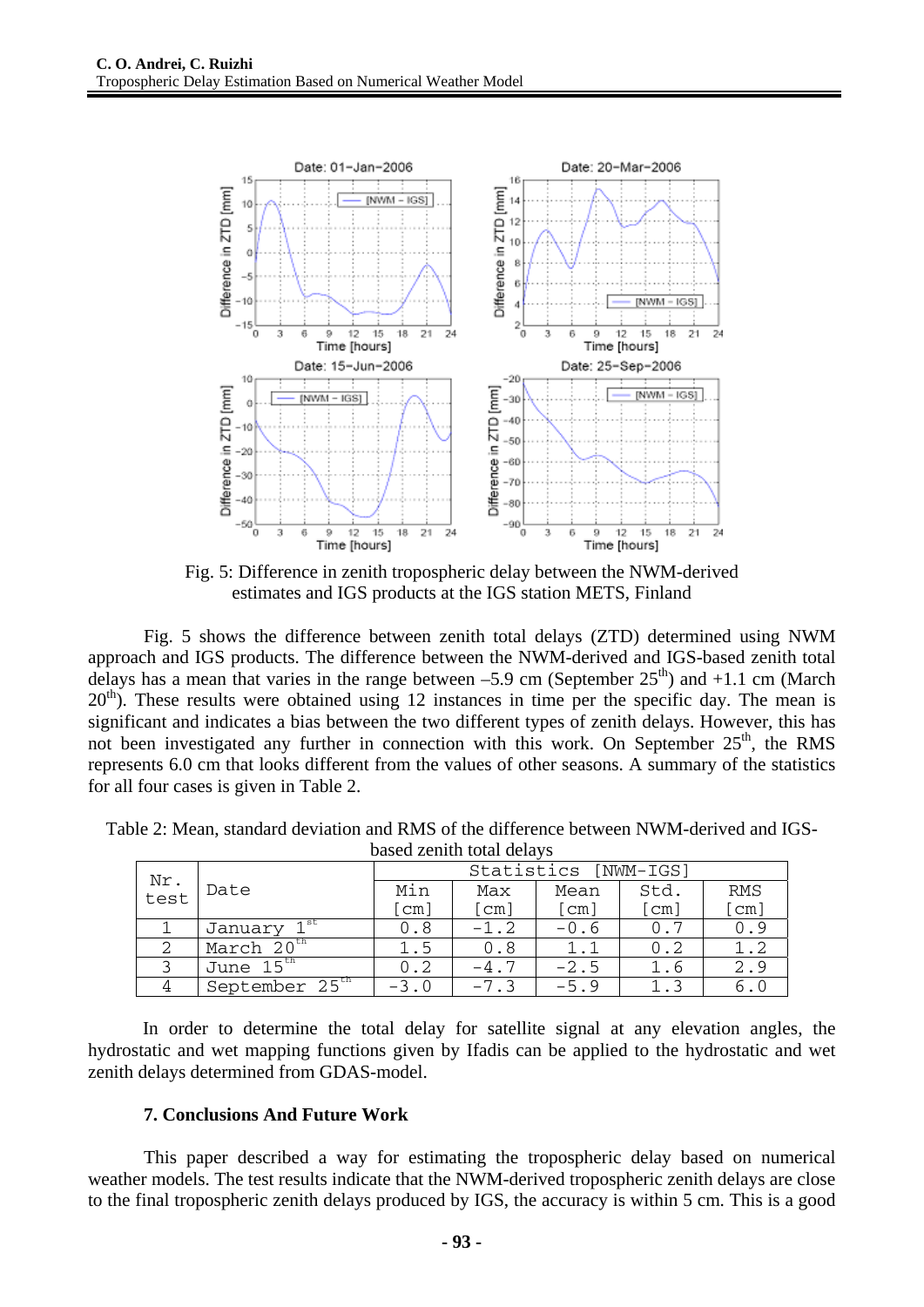Fig. 5: Difference in zenith tropospheric delay between the NWM-derived estimates and IGS products at the IGS station METS, Finland

Fig. 5 shows the difference between zenith total delays (ZTD) determined using NWM approach and IGS products. The difference between the NWM-derived and IGS-based zenith total delays has a mean that varies in the range between –5.9 cm (September 25th) and +1.1 cm (March 20th). These results were obtained using 12 instances in time per the specific day. The mean is significant and indicates a bias between the two different types of zenith delays. However, this has not been investigated any further in connection with this work. On September 25th, the RMS represents 6.0 cm that looks different from the values of other seasons. A summary of the statistics for all four cases is given in Table 2.

Table 2: Mean, standard deviation and RMS of the difference between NWM-derived and IGS-based zenith total delays

| Nr. test | Date | Statistics [NWM-IGS] | | | | |
|---|---|---|---|---|---|---|
| | | Min [cm] | Max [cm] | Mean [cm] | Std. [cm] | RMS [cm] |
| 1 | January 1st | 0.8 | -1.2 | -0.6 | 0.7 | 0.9 |
| 2 | March 20th | 1.5 | 0.8 | 1.1 | 0.2 | 1.2 |
| 3 | June 15th | 0.2 | -4.7 | -2.5 | 1.6 | 2.9 |
| 4 | September 25th | -3.0 | -7.3 | -5.9 | 1.3 | 6.0 |

In order to determine the total delay for satellite signal at any elevation angles, the hydrostatic and wet mapping functions given by Ifadis can be applied to the hydrostatic and wet zenith delays determined from GDAS-model.

### 7. Conclusions And Future Work

This paper described a way for estimating the tropospheric delay based on numerical weather models. The test results indicate that the NWM-derived tropospheric zenith delays are close to the final tropospheric zenith delays produced by IGS, the accuracy is within 5 cm. This is a good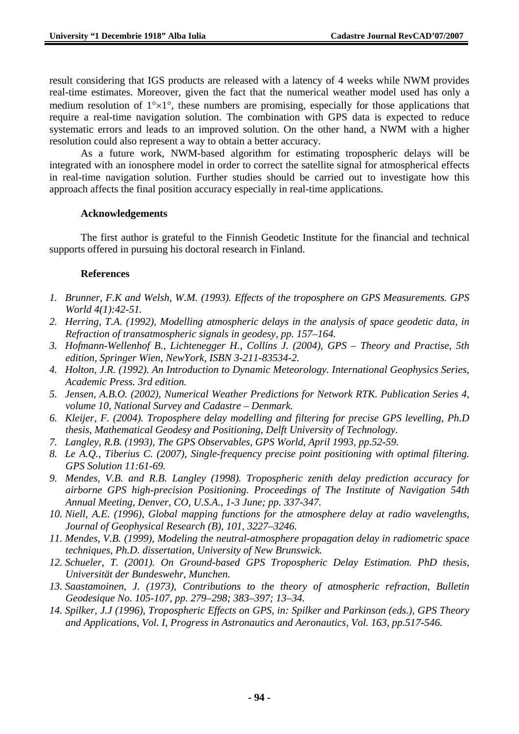result considering that IGS products are released with a latency of 4 weeks while NWM provides real-time estimates. Moreover, given the fact that the numerical weather model used has only a medium resolution of $1°\times1°$, these numbers are promising, especially for those applications that require a real-time navigation solution. The combination with GPS data is expected to reduce systematic errors and leads to an improved solution. On the other hand, a NWM with a higher resolution could also represent a way to obtain a better accuracy.

As a future work, NWM-based algorithm for estimating tropospheric delays will be integrated with an ionosphere model in order to correct the satellite signal for atmospherical effects in real-time navigation solution. Further studies should be carried out to investigate how this approach affects the final position accuracy especially in real-time applications.

**Acknowledgements**

The first author is grateful to the Finnish Geodetic Institute for the financial and technical supports offered in pursuing his doctoral research in Finland.

**References**

1. *Brunner, F.K and Welsh, W.M. (1993). Effects of the troposphere on GPS Measurements. GPS World 4(1):42-51.*
2. *Herring, T.A. (1992), Modelling atmospheric delays in the analysis of space geodetic data, in Refraction of transatmospheric signals in geodesy, pp. 157–164.*
3. *Hofmann-Wellenhof B., Lichtenegger H., Collins J. (2004), GPS – Theory and Practise, 5th edition, Springer Wien, NewYork, ISBN 3-211-83534-2.*
4. *Holton, J.R. (1992). An Introduction to Dynamic Meteorology. International Geophysics Series, Academic Press. 3rd edition.*
5. *Jensen, A.B.O. (2002), Numerical Weather Predictions for Network RTK. Publication Series 4, volume 10, National Survey and Cadastre – Denmark.*
6. *Kleijer, F. (2004). Troposphere delay modelling and filtering for precise GPS levelling, Ph.D thesis, Mathematical Geodesy and Positioning, Delft University of Technology.*
7. *Langley, R.B. (1993), The GPS Observables, GPS World, April 1993, pp.52-59.*
8. *Le A.Q., Tiberius C. (2007), Single-frequency precise point positioning with optimal filtering. GPS Solution 11:61-69.*
9. *Mendes, V.B. and R.B. Langley (1998). Tropospheric zenith delay prediction accuracy for airborne GPS high-precision Positioning. Proceedings of The Institute of Navigation 54th Annual Meeting, Denver, CO, U.S.A., 1-3 June; pp. 337-347.*
10. *Niell, A.E. (1996), Global mapping functions for the atmosphere delay at radio wavelengths, Journal of Geophysical Research (B), 101, 3227–3246.*
11. *Mendes, V.B. (1999), Modeling the neutral-atmosphere propagation delay in radiometric space techniques, Ph.D. dissertation, University of New Brunswick.*
12. *Schueler, T. (2001). On Ground-based GPS Tropospheric Delay Estimation. PhD thesis, Universität der Bundeswehr, Munchen.*
13. *Saastamoinen, J. (1973), Contributions to the theory of atmospheric refraction, Bulletin Geodesique No. 105-107, pp. 279–298; 383–397; 13–34.*
14. *Spilker, J.J (1996), Tropospheric Effects on GPS, in: Spilker and Parkinson (eds.), GPS Theory and Applications, Vol. I, Progress in Astronautics and Aeronautics, Vol. 163, pp.517-546.*